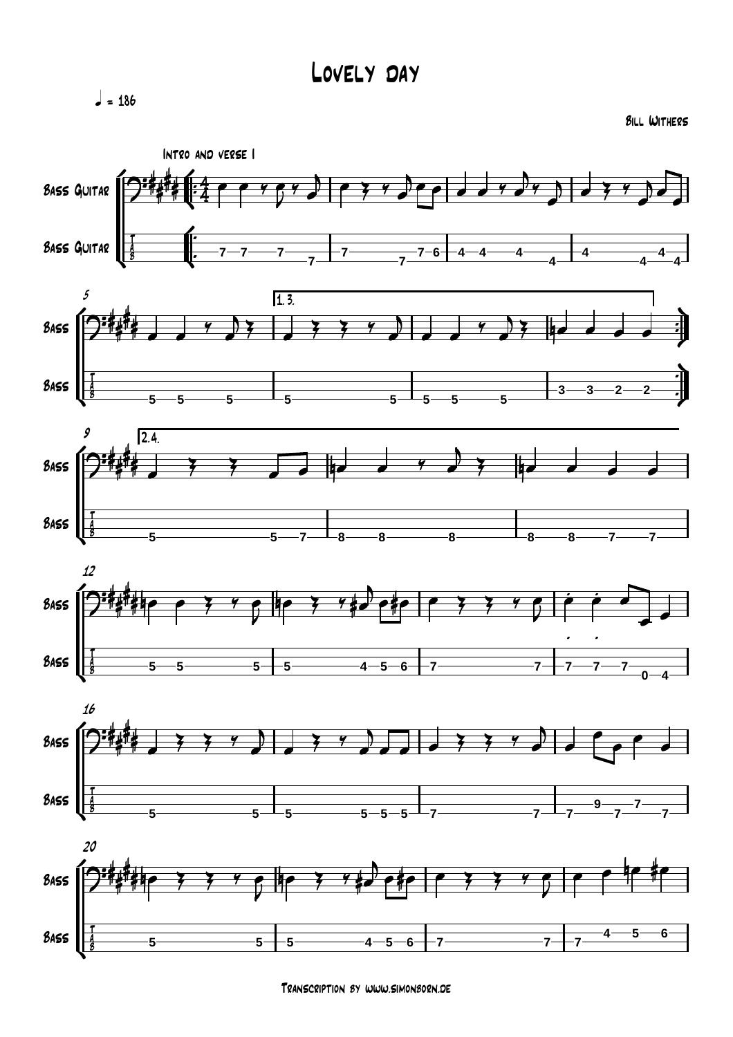# Lovely day

♩ = 186

Bill Withers

Intro and verse 1

Transcription by www.simonborn.de